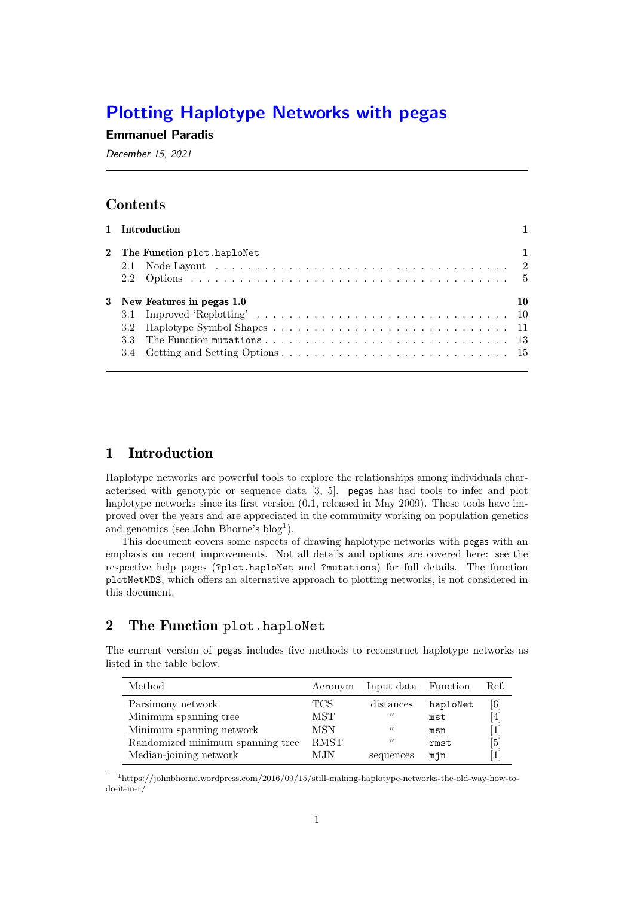# Plotting Haplotype Networks with pegas

**Emmanuel Paradis**

*December 15, 2021*

---

## Contents

| | | |
|---|---|---|
| **1** | **Introduction** | **1** |
| **2** | **The Function plot.haploNet** | **1** |
| 2.1 | Node Layout | 2 |
| 2.2 | Options | 5 |
| **3** | **New Features in pegas 1.0** | **10** |
| 3.1 | Improved 'Replotting' | 10 |
| 3.2 | Haplotype Symbol Shapes | 11 |
| 3.3 | The Function mutations | 13 |
| 3.4 | Getting and Setting Options | 15 |

---

## 1 Introduction

Haplotype networks are powerful tools to explore the relationships among individuals characterised with genotypic or sequence data [3, 5]. `pegas` has had tools to infer and plot haplotype networks since its first version (0.1, released in May 2009). These tools have improved over the years and are appreciated in the community working on population genetics and genomics (see John Bhorne's blog[1]).

This document covers some aspects of drawing haplotype networks with `pegas` with an emphasis on recent improvements. Not all details and options are covered here: see the respective help pages (`?plot.haploNet` and `?mutations`) for full details. The function `plotNetMDS`, which offers an alternative approach to plotting networks, is not considered in this document.

## 2 The Function `plot.haploNet`

The current version of `pegas` includes five methods to reconstruct haplotype networks as listed in the table below.

| Method | Acronym | Input data | Function | Ref. |
|---|---|---|---|---|
| Parsimony network | TCS | distances | `haploNet` | [6] |
| Minimum spanning tree | MST | " | `mst` | [4] |
| Minimum spanning network | MSN | " | `msn` | [1] |
| Randomized minimum spanning tree | RMST | " | `rmst` | [5] |
| Median-joining network | MJN | sequences | `mjn` | [1] |

[1] https://johnbhorne.wordpress.com/2016/09/15/still-making-haplotype-networks-the-old-way-how-to-do-it-in-r/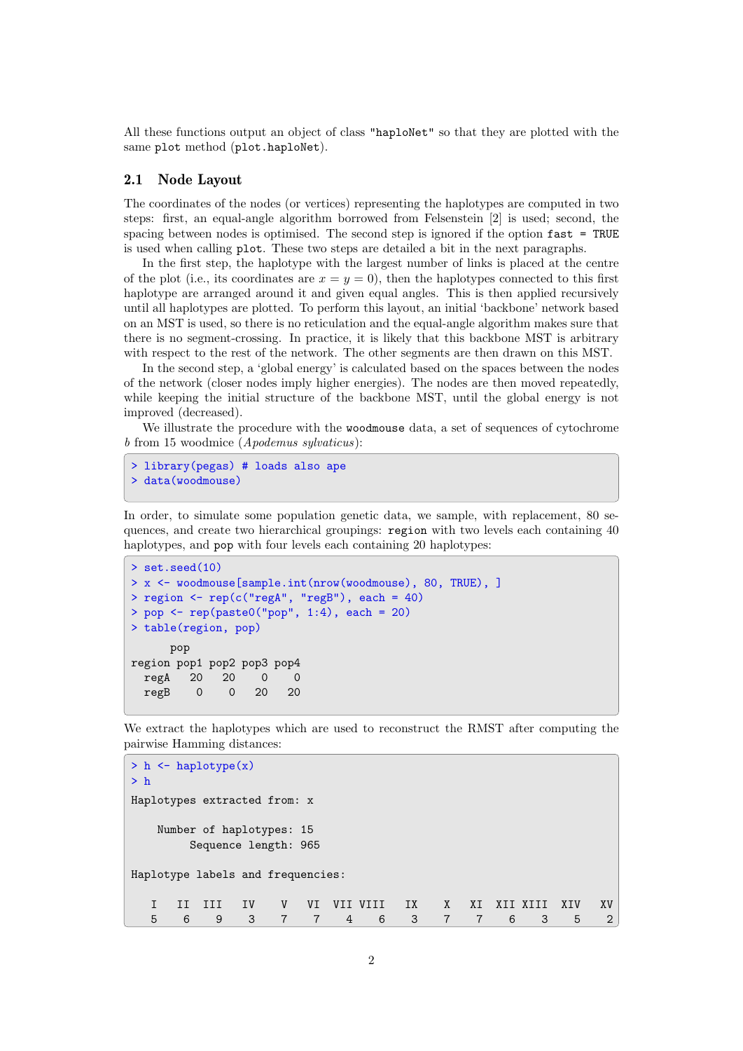All these functions output an object of class "haploNet" so that they are plotted with the same plot method (plot.haploNet).

## 2.1 Node Layout

The coordinates of the nodes (or vertices) representing the haplotypes are computed in two steps: first, an equal-angle algorithm borrowed from Felsenstein [2] is used; second, the spacing between nodes is optimised. The second step is ignored if the option fast = TRUE is used when calling plot. These two steps are detailed a bit in the next paragraphs.

In the first step, the haplotype with the largest number of links is placed at the centre of the plot (i.e., its coordinates are $x = y = 0$), then the haplotypes connected to this first haplotype are arranged around it and given equal angles. This is then applied recursively until all haplotypes are plotted. To perform this layout, an initial 'backbone' network based on an MST is used, so there is no reticulation and the equal-angle algorithm makes sure that there is no segment-crossing. In practice, it is likely that this backbone MST is arbitrary with respect to the rest of the network. The other segments are then drawn on this MST.

In the second step, a 'global energy' is calculated based on the spaces between the nodes of the network (closer nodes imply higher energies). The nodes are then moved repeatedly, while keeping the initial structure of the backbone MST, until the global energy is not improved (decreased).

We illustrate the procedure with the woodmouse data, a set of sequences of cytochrome *b* from 15 woodmice (*Apodemus sylvaticus*):

```
> library(pegas) # loads also ape
> data(woodmouse)
```

In order, to simulate some population genetic data, we sample, with replacement, 80 sequences, and create two hierarchical groupings: region with two levels each containing 40 haplotypes, and pop with four levels each containing 20 haplotypes:

```
> set.seed(10)
> x <- woodmouse[sample.int(nrow(woodmouse), 80, TRUE), ]
> region <- rep(c("regA", "regB"), each = 40)
> pop <- rep(paste0("pop", 1:4), each = 20)
> table(region, pop)
      pop
region pop1 pop2 pop3 pop4
  regA   20   20    0    0
  regB    0    0   20   20
```

We extract the haplotypes which are used to reconstruct the RMST after computing the pairwise Hamming distances:

```
> h <- haplotype(x)
> h

Haplotypes extracted from: x

    Number of haplotypes: 15
         Sequence length: 965

Haplotype labels and frequencies:

   I   II  III   IV    V   VI  VII VIII   IX    X   XI  XII XIII  XIV   XV
   5    6    9    3    7    7    4    6    3    7    7    6    3    5    2
```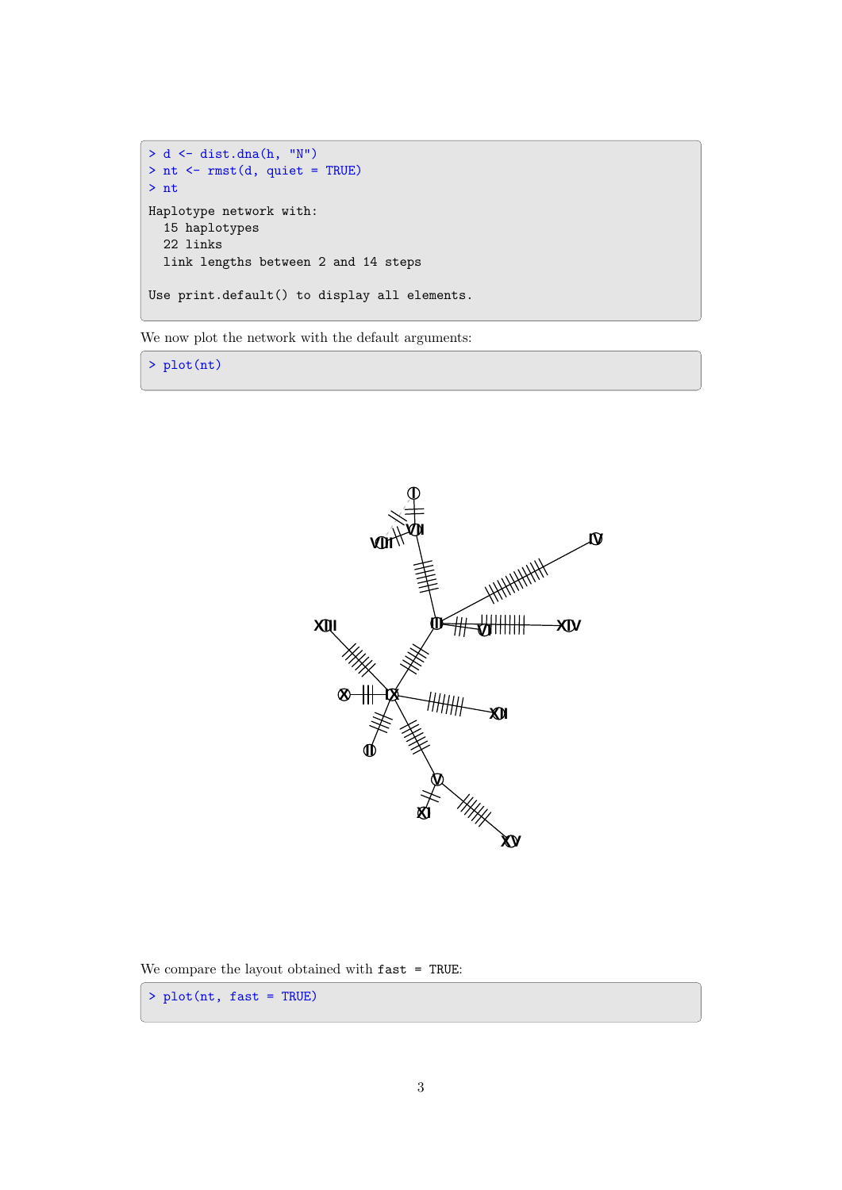```
> d <- dist.dna(h, "N")
> nt <- rmst(d, quiet = TRUE)
> nt

Haplotype network with:
  15 haplotypes
  22 links
  link lengths between 2 and 14 steps

Use print.default() to display all elements.
```

We now plot the network with the default arguments:

```
> plot(nt)
```

We compare the layout obtained with `fast = TRUE`:

```
> plot(nt, fast = TRUE)
```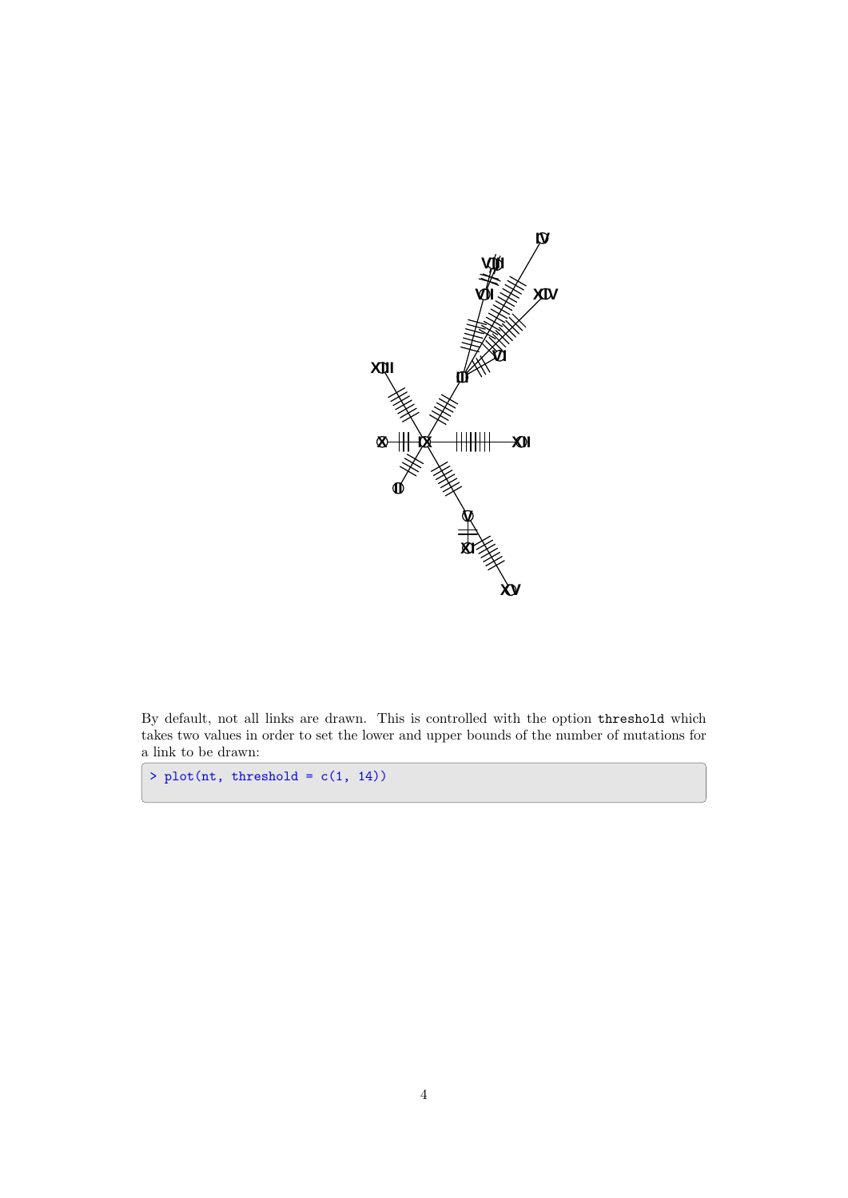By default, not all links are drawn. This is controlled with the option `threshold` which takes two values in order to set the lower and upper bounds of the number of mutations for a link to be drawn:

```
> plot(nt, threshold = c(1, 14))
```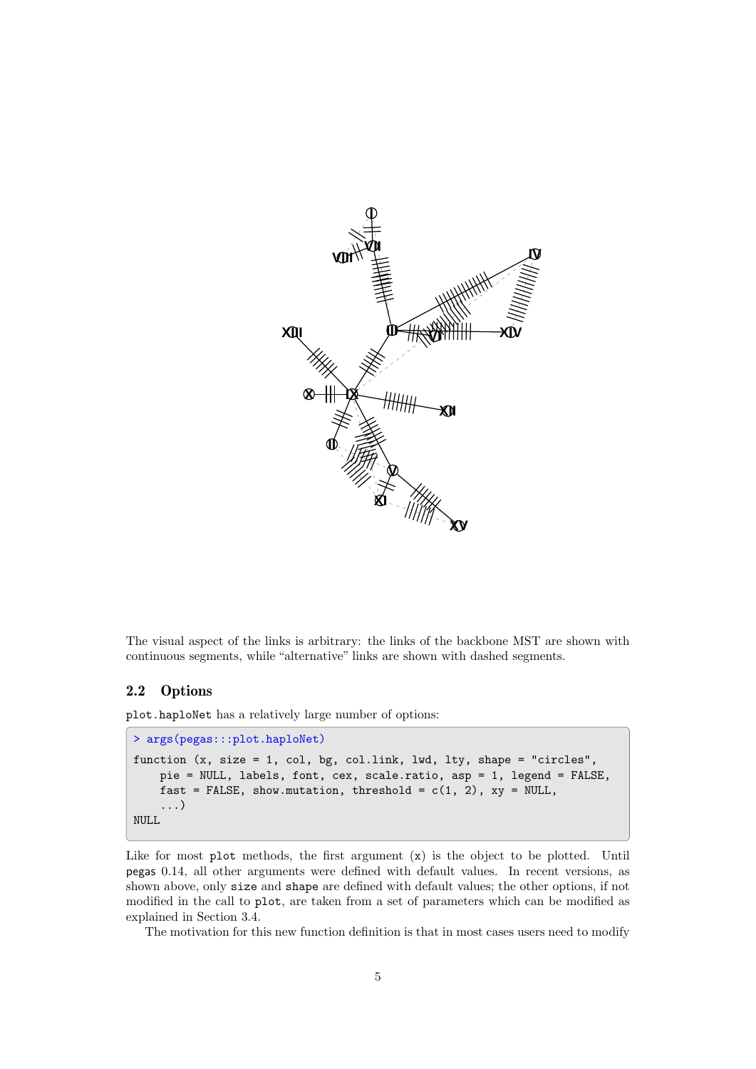The visual aspect of the links is arbitrary: the links of the backbone MST are shown with continuous segments, while "alternative" links are shown with dashed segments.

## 2.2 Options

plot.haploNet has a relatively large number of options:

```
> args(pegas:::plot.haploNet)
function (x, size = 1, col, bg, col.link, lwd, lty, shape = "circles",
    pie = NULL, labels, font, cex, scale.ratio, asp = 1, legend = FALSE,
    fast = FALSE, show.mutation, threshold = c(1, 2), xy = NULL,
    ...)
NULL
```

Like for most plot methods, the first argument (x) is the object to be plotted. Until pegas 0.14, all other arguments were defined with default values. In recent versions, as shown above, only size and shape are defined with default values; the other options, if not modified in the call to plot, are taken from a set of parameters which can be modified as explained in Section 3.4.

The motivation for this new function definition is that in most cases users need to modify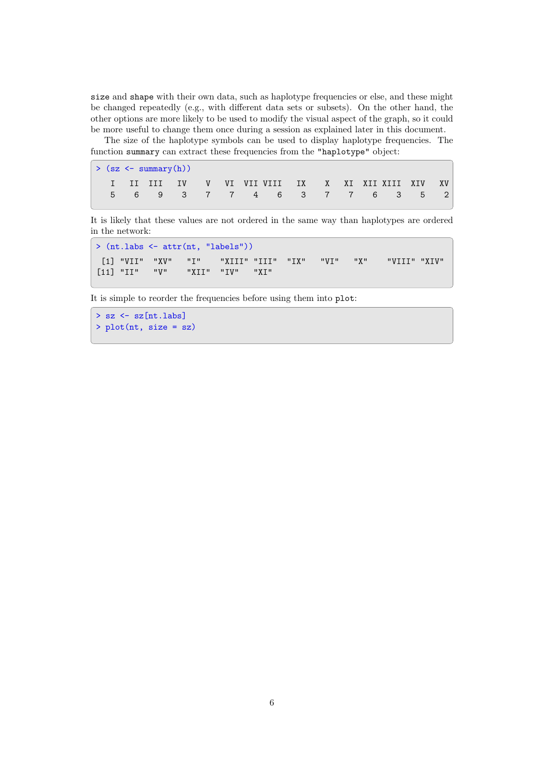`size` and `shape` with their own data, such as haplotype frequencies or else, and these might be changed repeatedly (e.g., with different data sets or subsets). On the other hand, the other options are more likely to be used to modify the visual aspect of the graph, so it could be more useful to change them once during a session as explained later in this document.

The size of the haplotype symbols can be used to display haplotype frequencies. The function `summary` can extract these frequencies from the `"haplotype"` object:

```
> (sz <- summary(h))
   I   II  III   IV    V   VI  VII VIII   IX    X   XI  XII XIII  XIV   XV 
   5    6    9    3    7    7    4    6    3    7    7    6    3    5    2 
```

It is likely that these values are not ordered in the same way than haplotypes are ordered in the network:

```
> (nt.labs <- attr(nt, "labels"))
 [1] "VII"  "XV"   "I"    "XIII" "III"  "IX"   "VI"   "X"    "VIII" "XIV" 
[11] "II"   "V"    "XII"  "IV"   "XI"  
```

It is simple to reorder the frequencies before using them into `plot`:

```
> sz <- sz[nt.labs]
> plot(nt, size = sz)
```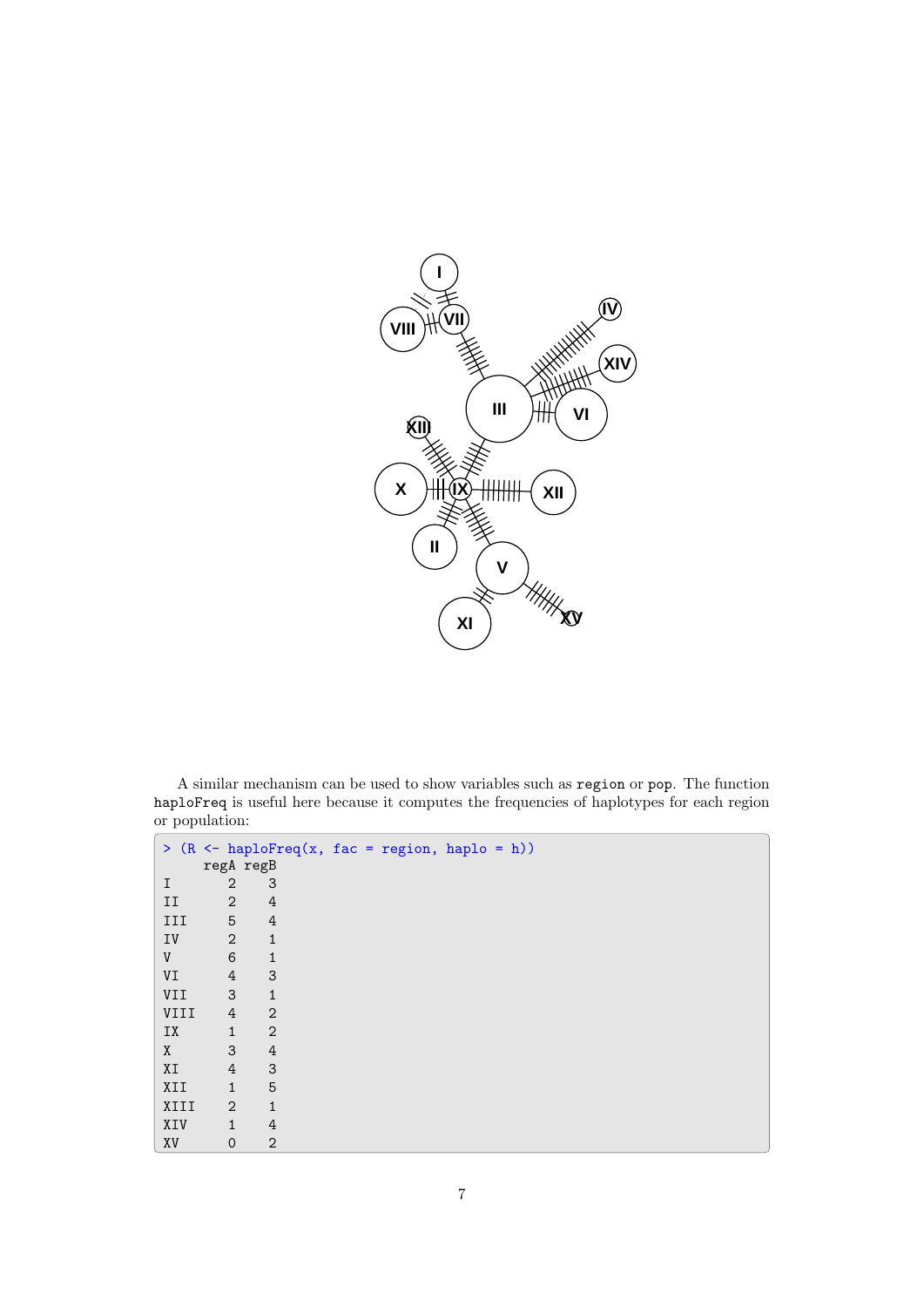A similar mechanism can be used to show variables such as `region` or `pop`. The function `haploFreq` is useful here because it computes the frequencies of haplotypes for each region or population:

```
> (R <- haploFreq(x, fac = region, haplo = h))
     regA regB
I       2    3
II      2    4
III     5    4
IV      2    1
V       6    1
VI      4    3
VII     3    1
VIII    4    2
IX      1    2
X       3    4
XI      4    3
XII     1    5
XIII    2    1
XIV     1    4
XV      0    2
```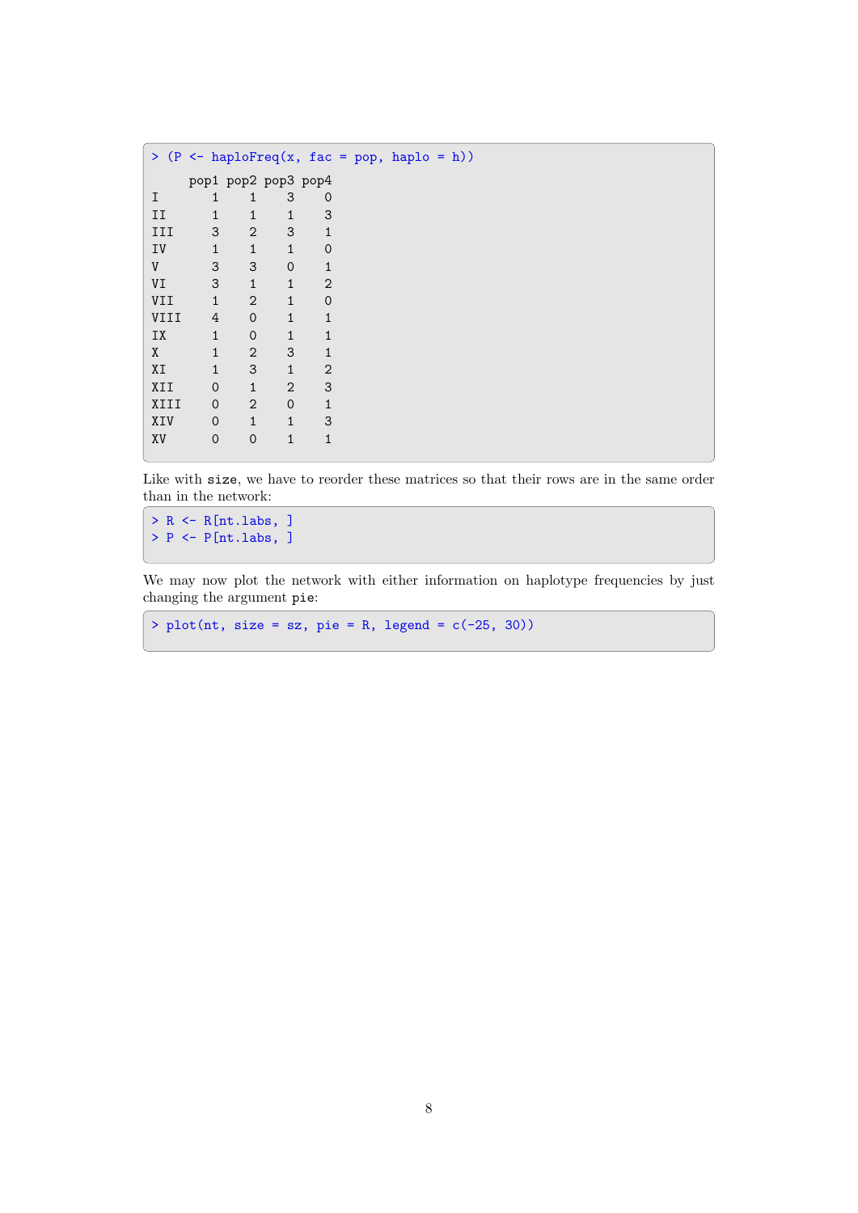```
> (P <- haploFreq(x, fac = pop, haplo = h))
     pop1 pop2 pop3 pop4
I       1    1    3    0
II      1    1    1    3
III     3    2    3    1
IV      1    1    1    0
V       3    3    0    1
VI      3    1    1    2
VII     1    2    1    0
VIII    4    0    1    1
IX      1    0    1    1
X       1    2    3    1
XI      1    3    1    2
XII     0    1    2    3
XIII    0    2    0    1
XIV     0    1    1    3
XV      0    0    1    1
```

Like with `size`, we have to reorder these matrices so that their rows are in the same order than in the network:

```
> R <- R[nt.labs, ]
> P <- P[nt.labs, ]
```

We may now plot the network with either information on haplotype frequencies by just changing the argument `pie`:

```
> plot(nt, size = sz, pie = R, legend = c(-25, 30))
```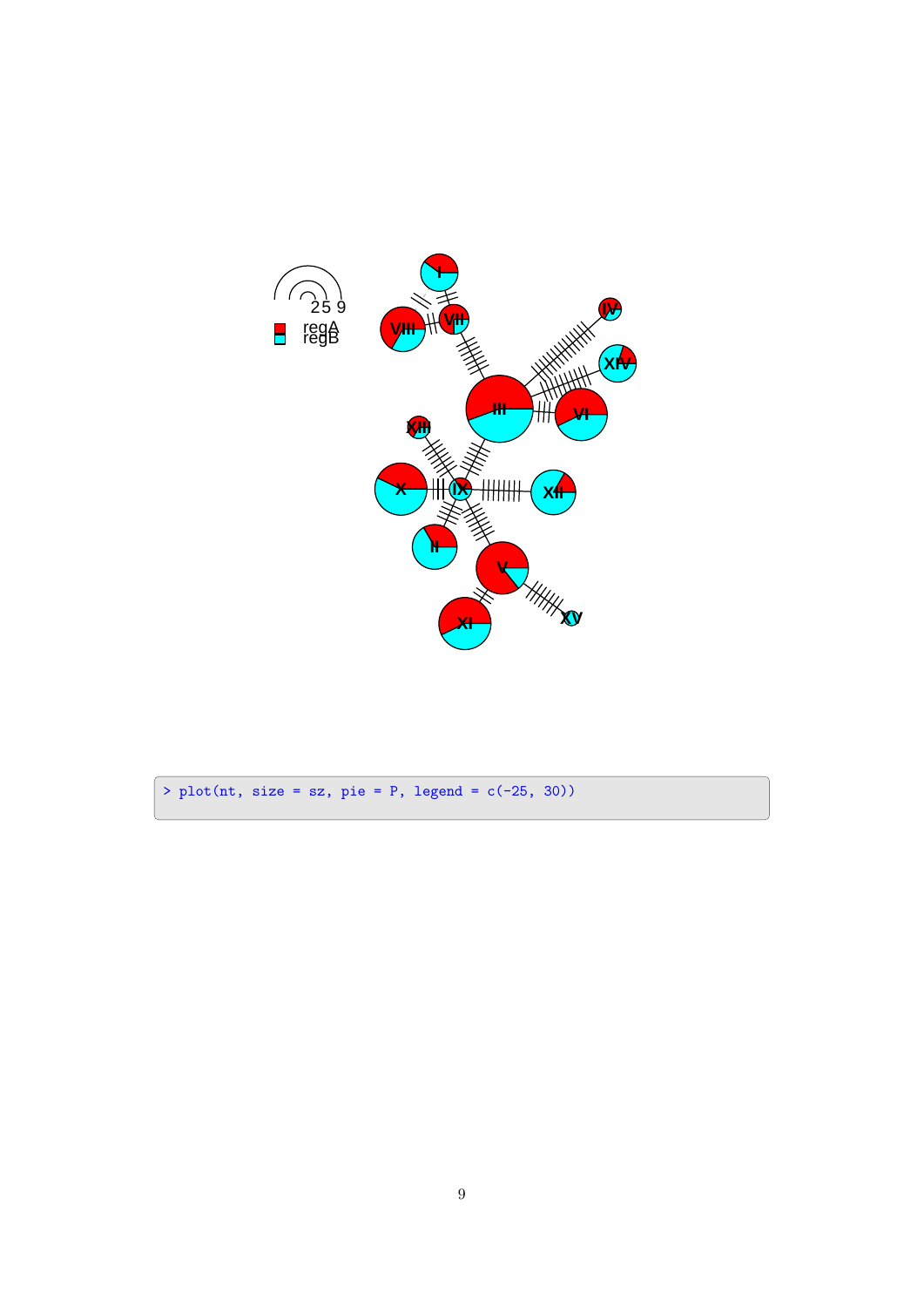```
> plot(nt, size = sz, pie = P, legend = c(-25, 30))
```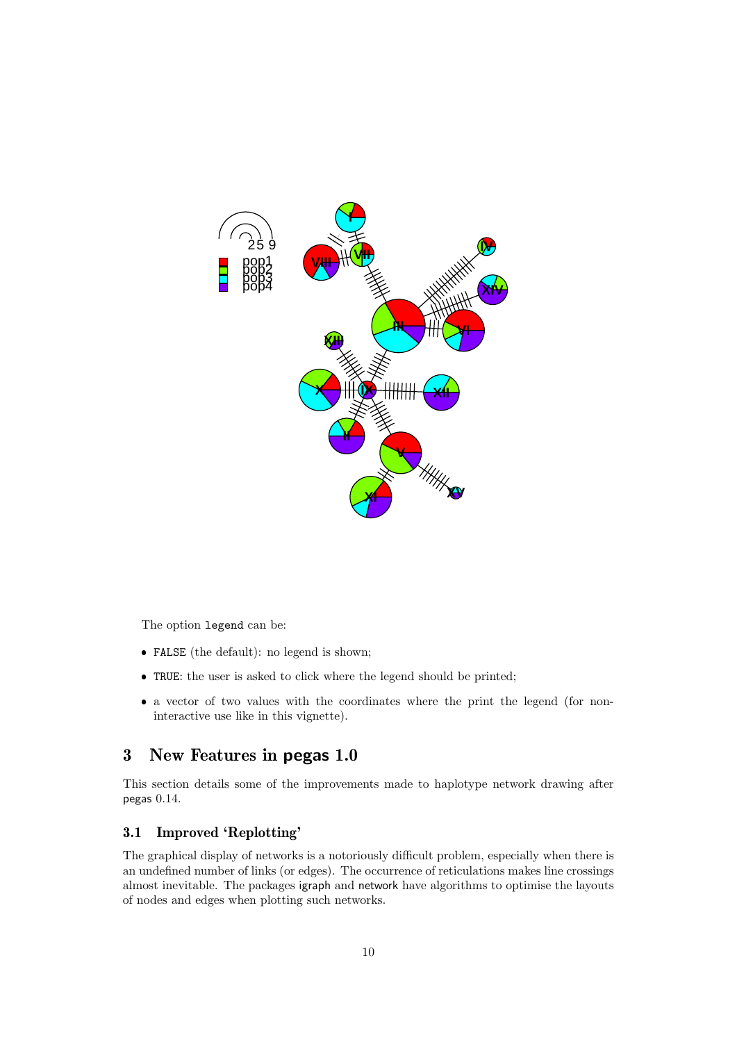The option `legend` can be:

- `FALSE` (the default): no legend is shown;
- `TRUE`: the user is asked to click where the legend should be printed;
- a vector of two values with the coordinates where the print the legend (for non-interactive use like in this vignette).

## 3 New Features in pegas 1.0

This section details some of the improvements made to haplotype network drawing after pegas 0.14.

### 3.1 Improved 'Replotting'

The graphical display of networks is a notoriously difficult problem, especially when there is an undefined number of links (or edges). The occurrence of reticulations makes line crossings almost inevitable. The packages igraph and network have algorithms to optimise the layouts of nodes and edges when plotting such networks.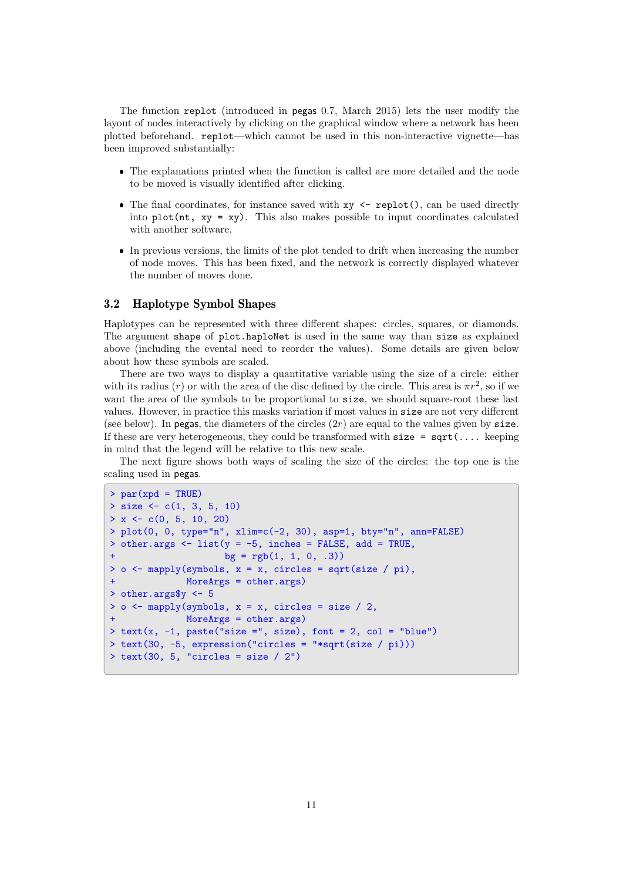The function `replot` (introduced in pegas 0.7, March 2015) lets the user modify the layout of nodes interactively by clicking on the graphical window where a network has been plotted beforehand. `replot`—which cannot be used in this non-interactive vignette—has been improved substantially:

- The explanations printed when the function is called are more detailed and the node to be moved is visually identified after clicking.
- The final coordinates, for instance saved with `xy <- replot()`, can be used directly into `plot(nt, xy = xy)`. This also makes possible to input coordinates calculated with another software.
- In previous versions, the limits of the plot tended to drift when increasing the number of node moves. This has been fixed, and the network is correctly displayed whatever the number of moves done.

### 3.2 Haplotype Symbol Shapes

Haplotypes can be represented with three different shapes: circles, squares, or diamonds. The argument `shape` of `plot.haploNet` is used in the same way than `size` as explained above (including the evental need to reorder the values). Some details are given below about how these symbols are scaled.

There are two ways to display a quantitative variable using the size of a circle: either with its radius ($r$) or with the area of the disc defined by the circle. This area is $\pi r^2$, so if we want the area of the symbols to be proportional to `size`, we should square-root these last values. However, in practice this masks variation if most values in `size` are not very different (see below). In pegas, the diameters of the circles ($2r$) are equal to the values given by `size`. If these are very heterogeneous, they could be transformed with `size = sqrt(....` keeping in mind that the legend will be relative to this new scale.

The next figure shows both ways of scaling the size of the circles: the top one is the scaling used in pegas.

```
> par(xpd = TRUE)
> size <- c(1, 3, 5, 10)
> x <- c(0, 5, 10, 20)
> plot(0, 0, type="n", xlim=c(-2, 30), asp=1, bty="n", ann=FALSE)
> other.args <- list(y = -5, inches = FALSE, add = TRUE,
+                    bg = rgb(1, 1, 0, .3))
> o <- mapply(symbols, x = x, circles = sqrt(size / pi),
+             MoreArgs = other.args)
> other.args$y <- 5
> o <- mapply(symbols, x = x, circles = size / 2,
+             MoreArgs = other.args)
> text(x, -1, paste("size =", size), font = 2, col = "blue")
> text(30, -5, expression("circles = "*sqrt(size / pi)))
> text(30, 5, "circles = size / 2")
```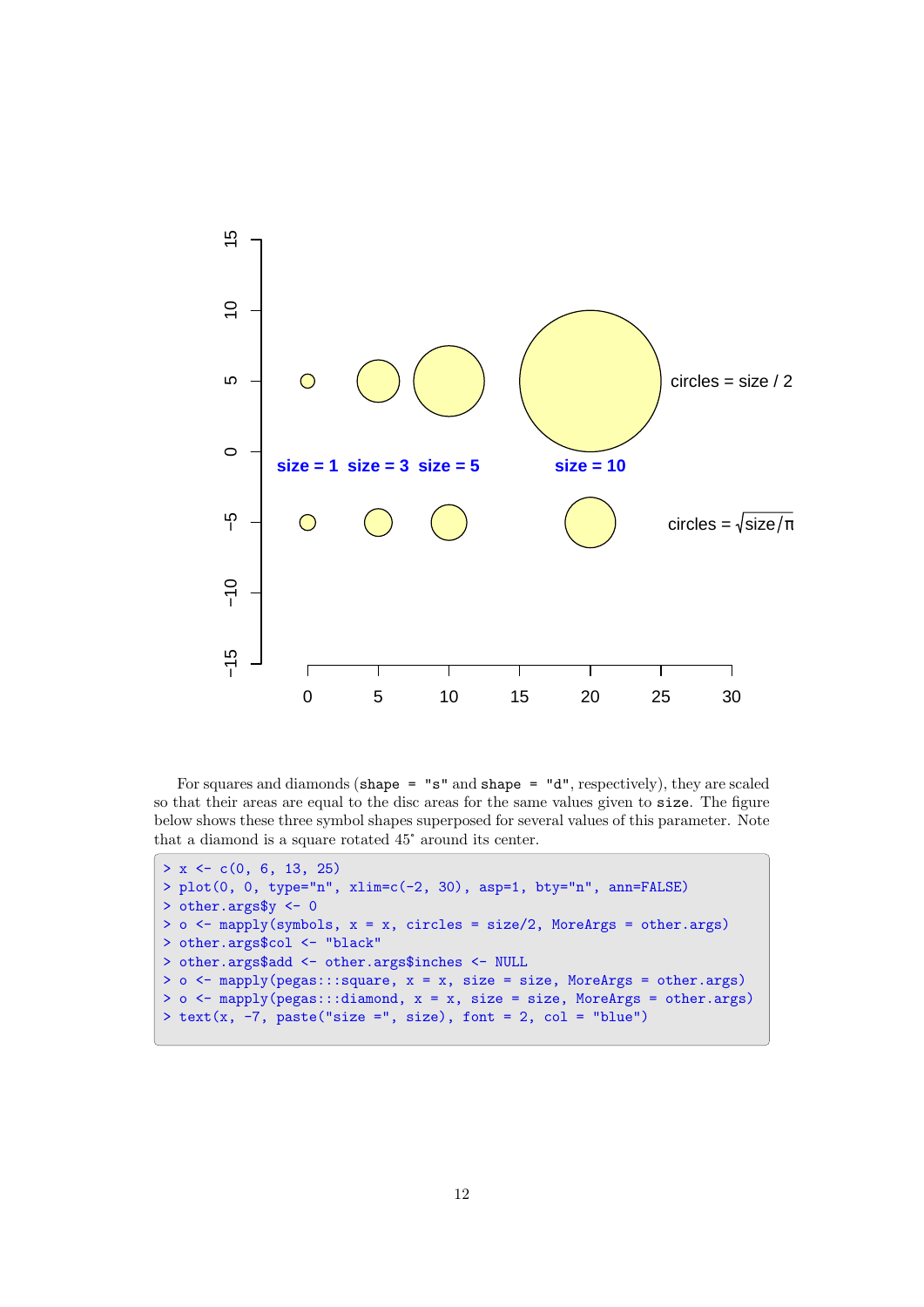For squares and diamonds (`shape = "s"` and `shape = "d"`, respectively), they are scaled so that their areas are equal to the disc areas for the same values given to `size`. The figure below shows these three symbol shapes superposed for several values of this parameter. Note that a diamond is a square rotated 45° around its center.

```
> x <- c(0, 6, 13, 25)
> plot(0, 0, type="n", xlim=c(-2, 30), asp=1, bty="n", ann=FALSE)
> other.args$y <- 0
> o <- mapply(symbols, x = x, circles = size/2, MoreArgs = other.args)
> other.args$col <- "black"
> other.args$add <- other.args$inches <- NULL
> o <- mapply(pegas:::square, x = x, size = size, MoreArgs = other.args)
> o <- mapply(pegas:::diamond, x = x, size = size, MoreArgs = other.args)
> text(x, -7, paste("size =", size), font = 2, col = "blue")
```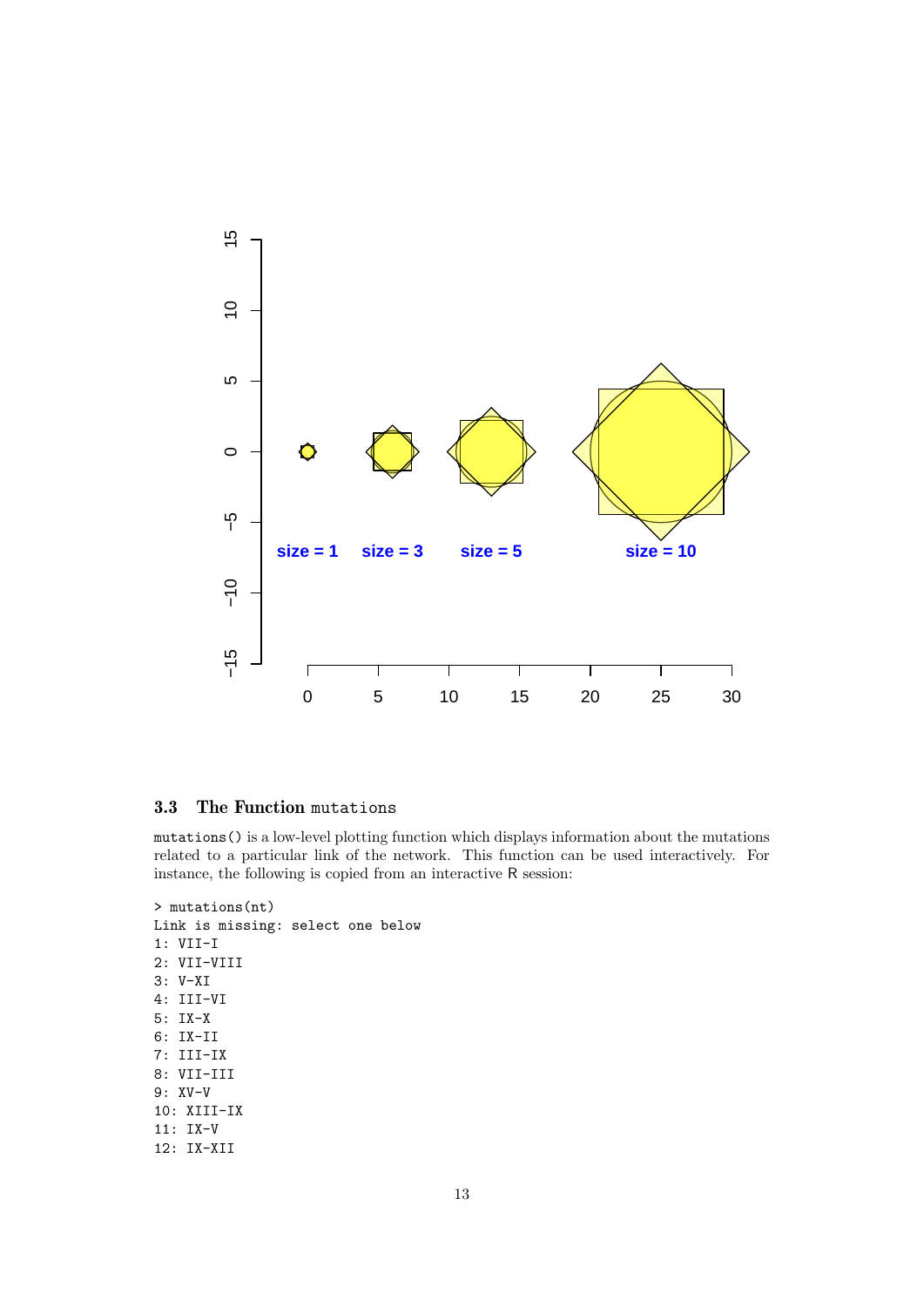### 3.3 The Function `mutations`

`mutations()` is a low-level plotting function which displays information about the mutations related to a particular link of the network. This function can be used interactively. For instance, the following is copied from an interactive R session:

```
> mutations(nt)
Link is missing: select one below
1: VII-I
2: VII-VIII
3: V-XI
4: III-VI
5: IX-X
6: IX-II
7: III-IX
8: VII-III
9: XV-V
10: XIII-IX
11: IX-V
12: IX-XII
```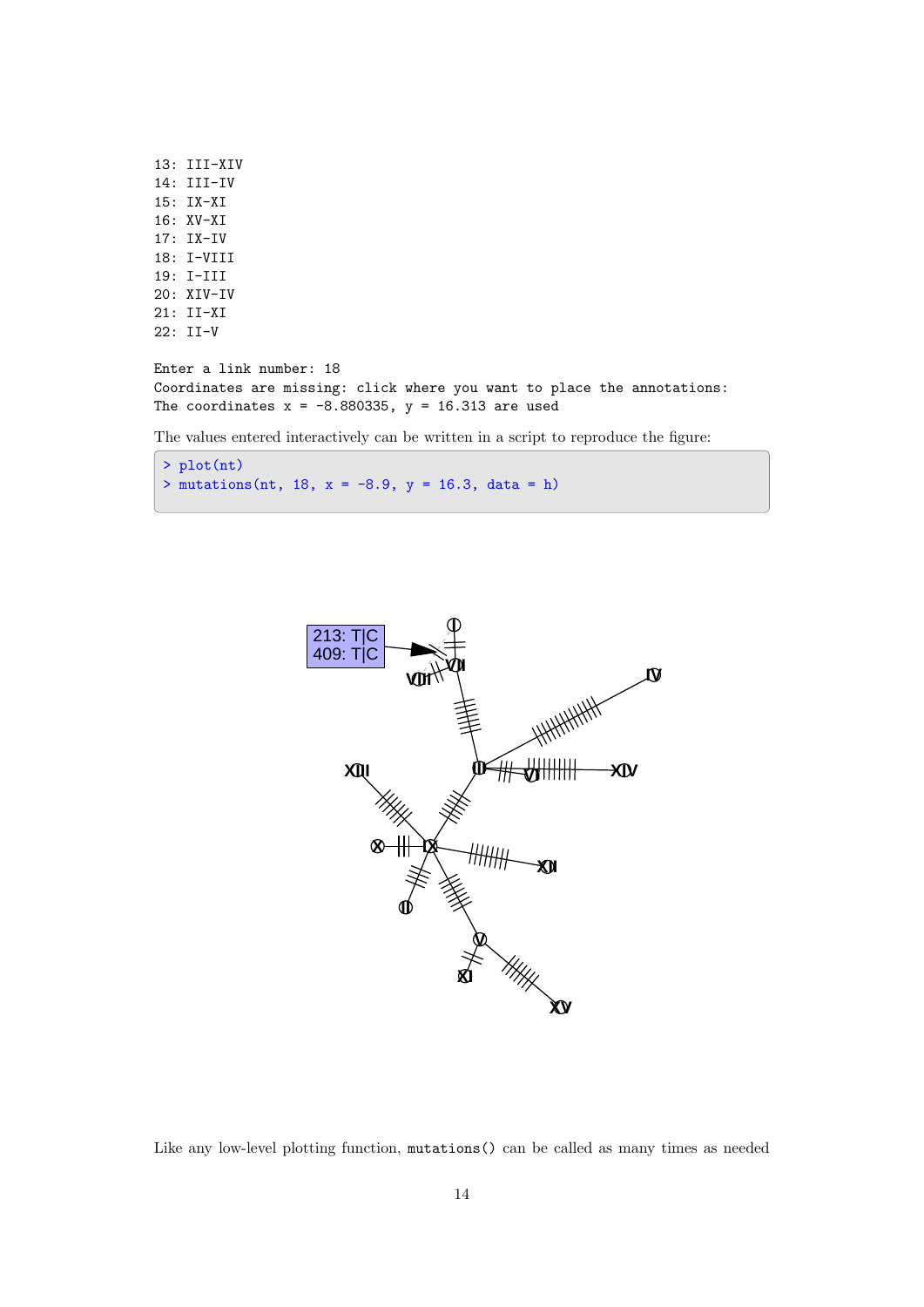```
13: III-XIV
14: III-IV
15: IX-XI
16: XV-XI
17: IX-IV
18: I-VIII
19: I-III
20: XIV-IV
21: II-XI
22: II-V

Enter a link number: 18
Coordinates are missing: click where you want to place the annotations:
The coordinates x = -8.880335, y = 16.313 are used
```

The values entered interactively can be written in a script to reproduce the figure:

```
> plot(nt)
> mutations(nt, 18, x = -8.9, y = 16.3, data = h)
```

Like any low-level plotting function, `mutations()` can be called as many times as needed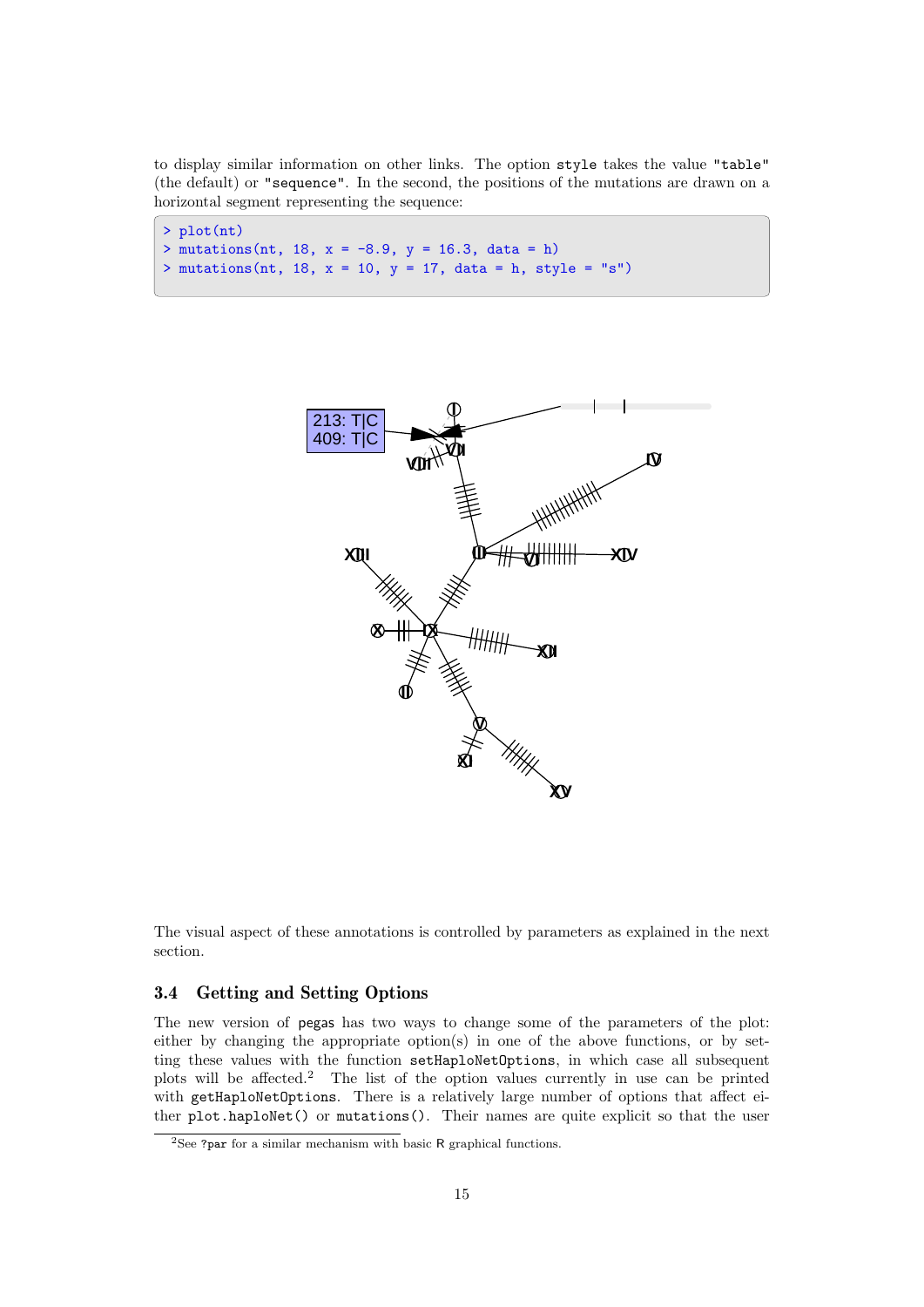to display similar information on other links. The option `style` takes the value `"table"` (the default) or `"sequence"`. In the second, the positions of the mutations are drawn on a horizontal segment representing the sequence:

```
> plot(nt)
> mutations(nt, 18, x = -8.9, y = 16.3, data = h)
> mutations(nt, 18, x = 10, y = 17, data = h, style = "s")
```

The visual aspect of these annotations is controlled by parameters as explained in the next section.

### 3.4 Getting and Setting Options

The new version of pegas has two ways to change some of the parameters of the plot: either by changing the appropriate option(s) in one of the above functions, or by setting these values with the function `setHaploNetOptions`, in which case all subsequent plots will be affected.[2] The list of the option values currently in use can be printed with `getHaploNetOptions`. There is a relatively large number of options that affect either `plot.haploNet()` or `mutations()`. Their names are quite explicit so that the user

[2]See `?par` for a similar mechanism with basic R graphical functions.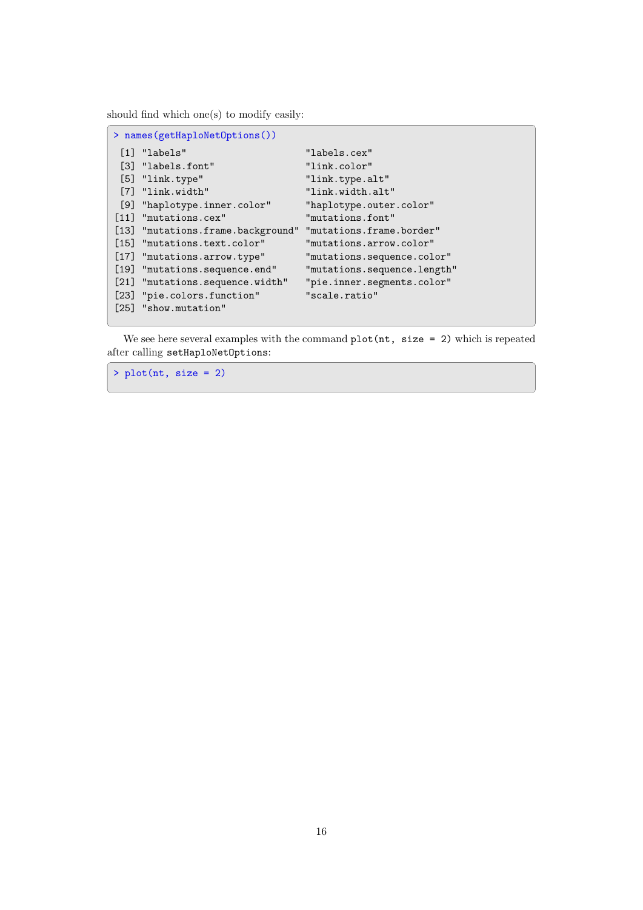should find which one(s) to modify easily:

```
> names(getHaploNetOptions())
 [1] "labels"                    "labels.cex"
 [3] "labels.font"               "link.color"
 [5] "link.type"                 "link.type.alt"
 [7] "link.width"                "link.width.alt"
 [9] "haplotype.inner.color"     "haplotype.outer.color"
[11] "mutations.cex"             "mutations.font"
[13] "mutations.frame.background" "mutations.frame.border"
[15] "mutations.text.color"      "mutations.arrow.color"
[17] "mutations.arrow.type"      "mutations.sequence.color"
[19] "mutations.sequence.end"    "mutations.sequence.length"
[21] "mutations.sequence.width"  "pie.inner.segments.color"
[23] "pie.colors.function"       "scale.ratio"
[25] "show.mutation"
```

We see here several examples with the command `plot(nt, size = 2)` which is repeated after calling `setHaploNetOptions`:

```
> plot(nt, size = 2)
```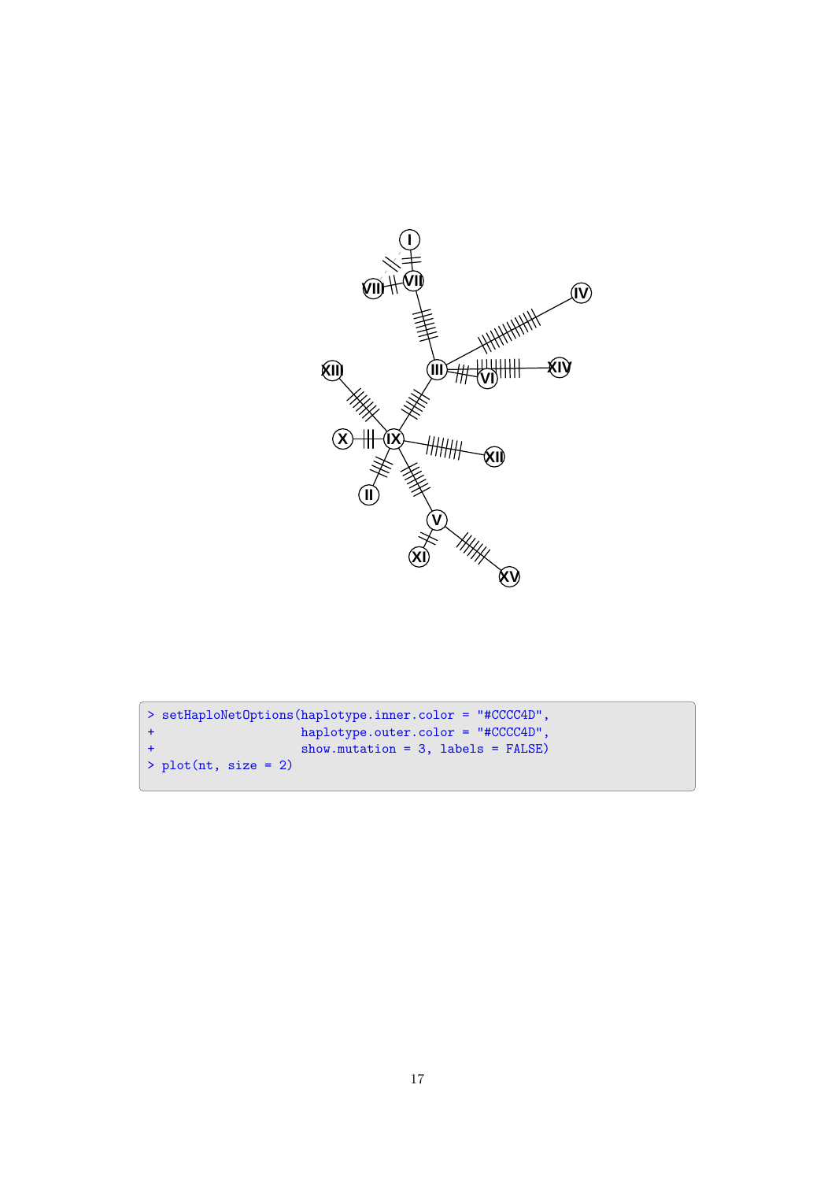```
> setHaploNetOptions(haplotype.inner.color = "#CCCC4D",
+                    haplotype.outer.color = "#CCCC4D",
+                    show.mutation = 3, labels = FALSE)
> plot(nt, size = 2)
```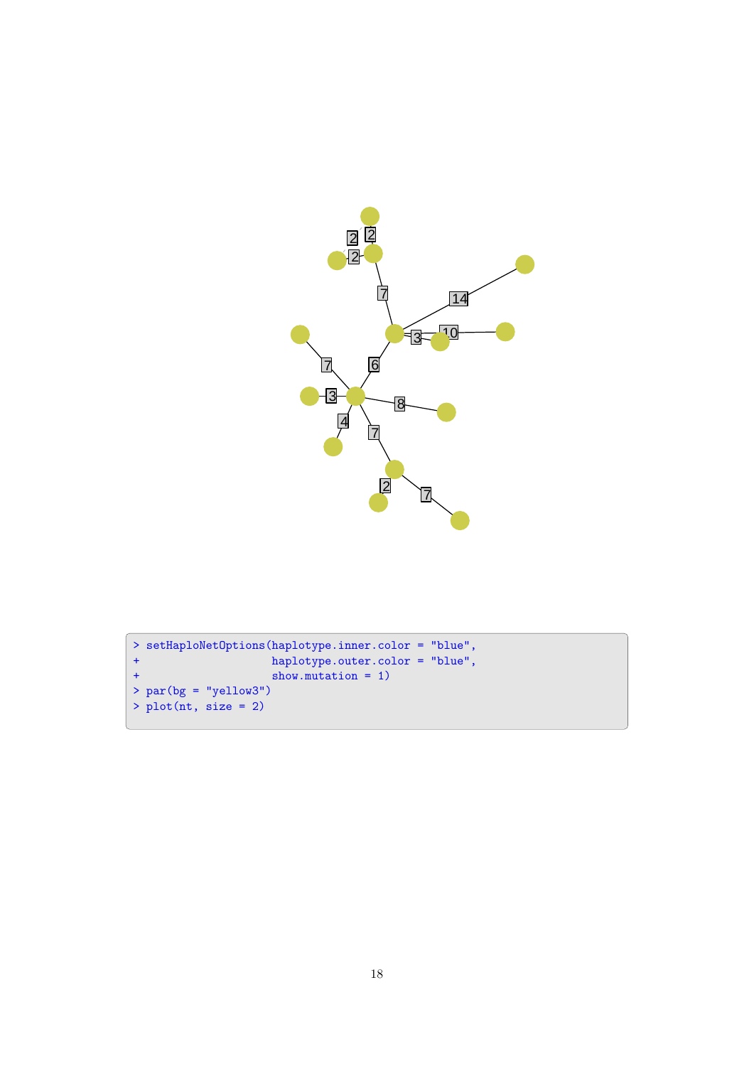```
> setHaploNetOptions(haplotype.inner.color = "blue",
+                    haplotype.outer.color = "blue",
+                    show.mutation = 1)
> par(bg = "yellow3")
> plot(nt, size = 2)
```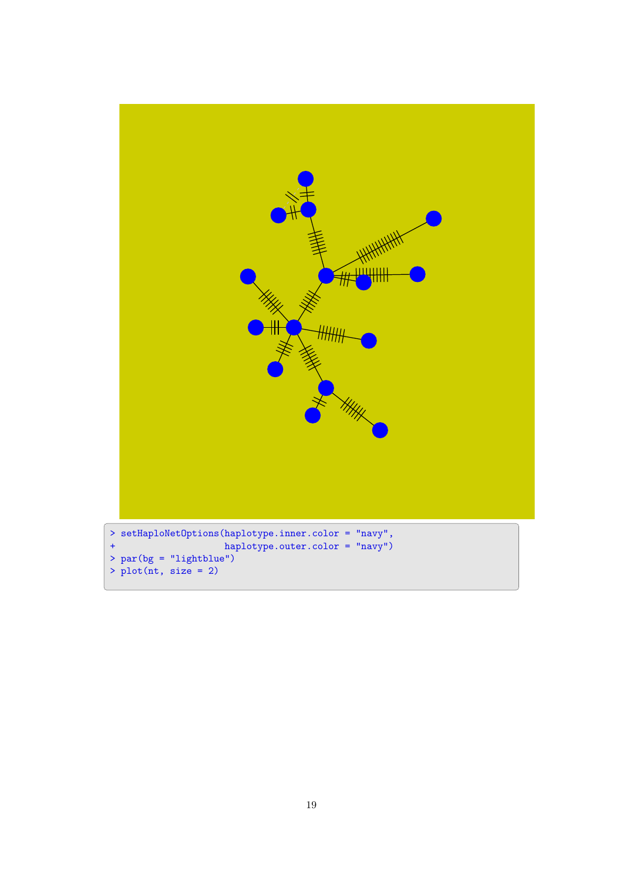```
> setHaploNetOptions(haplotype.inner.color = "navy",
+                    haplotype.outer.color = "navy")
> par(bg = "lightblue")
> plot(nt, size = 2)
```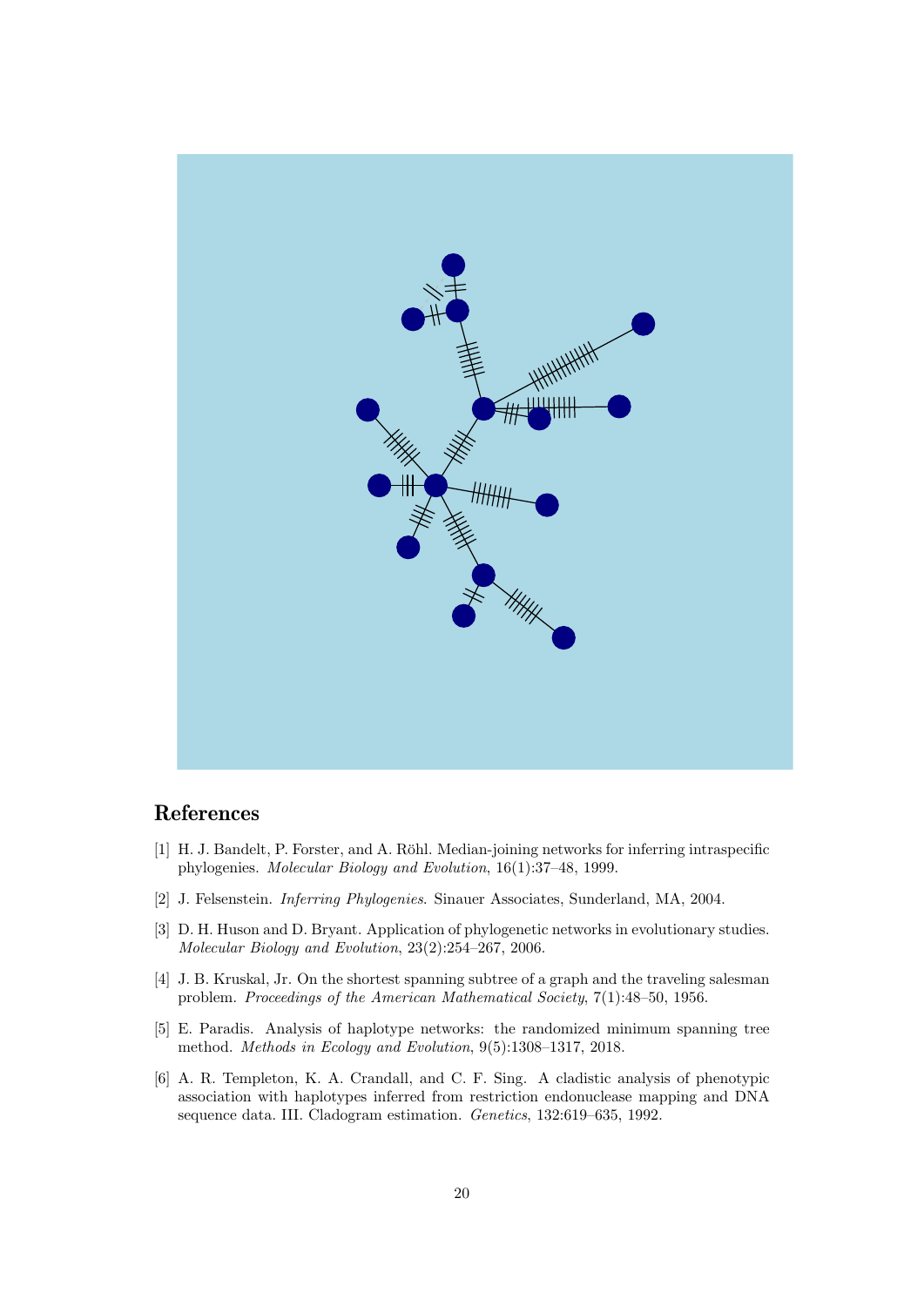## References

[1] H. J. Bandelt, P. Forster, and A. Röhl. Median-joining networks for inferring intraspecific phylogenies. *Molecular Biology and Evolution*, 16(1):37–48, 1999.

[2] J. Felsenstein. *Inferring Phylogenies*. Sinauer Associates, Sunderland, MA, 2004.

[3] D. H. Huson and D. Bryant. Application of phylogenetic networks in evolutionary studies. *Molecular Biology and Evolution*, 23(2):254–267, 2006.

[4] J. B. Kruskal, Jr. On the shortest spanning subtree of a graph and the traveling salesman problem. *Proceedings of the American Mathematical Society*, 7(1):48–50, 1956.

[5] E. Paradis. Analysis of haplotype networks: the randomized minimum spanning tree method. *Methods in Ecology and Evolution*, 9(5):1308–1317, 2018.

[6] A. R. Templeton, K. A. Crandall, and C. F. Sing. A cladistic analysis of phenotypic association with haplotypes inferred from restriction endonuclease mapping and DNA sequence data. III. Cladogram estimation. *Genetics*, 132:619–635, 1992.